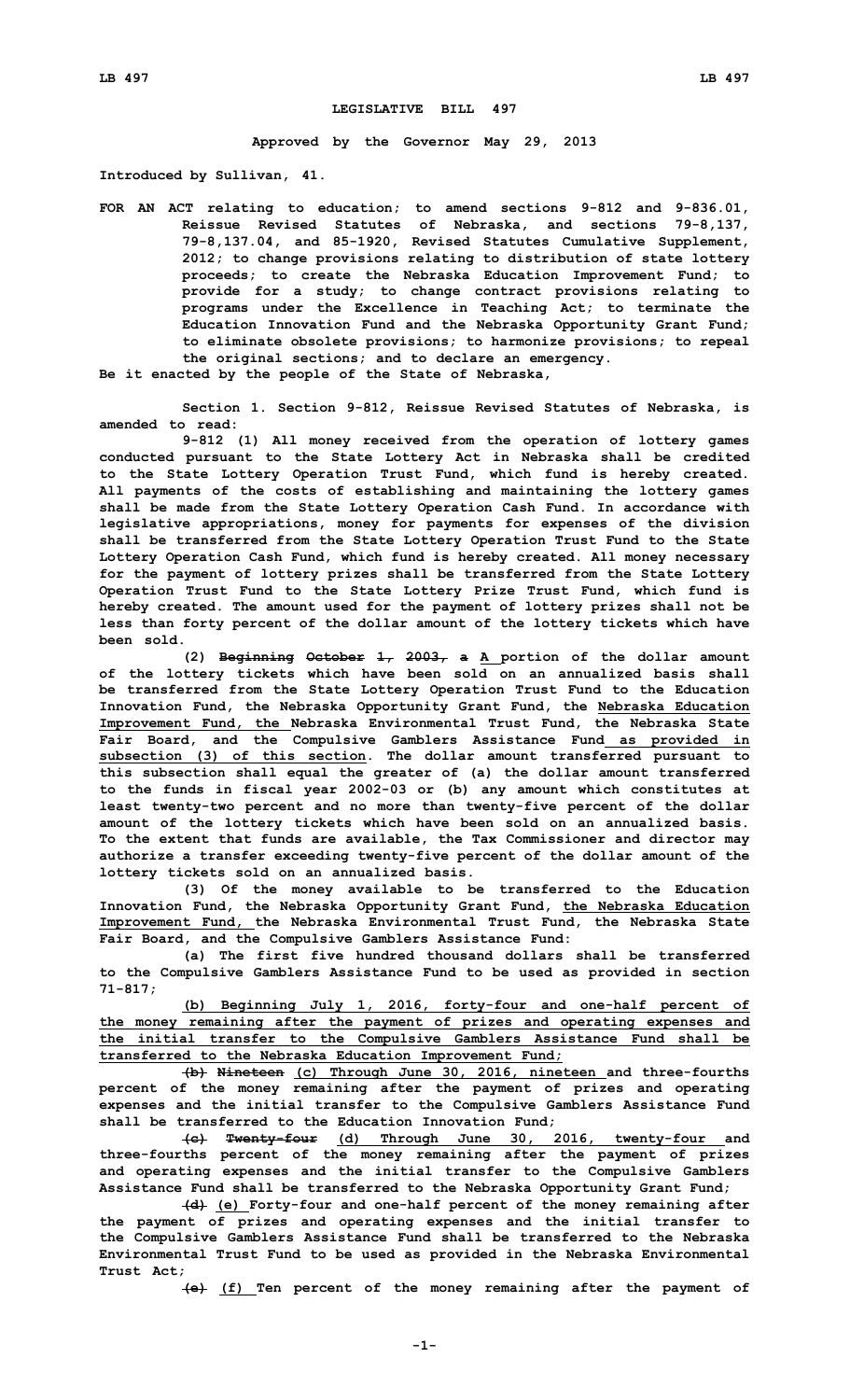# LEGISLATIVE BILL 497

**Approved by the Governor May 29, 2013**

**Introduced by Sullivan, 41.**

**FOR AN ACT relating to education; to amend sections 9-812 and 9-836.01, Reissue Revised Statutes of Nebraska, and sections 79-8,137, 79-8,137.04, and 85-1920, Revised Statutes Cumulative Supplement, 2012; to change provisions relating to distribution of state lottery proceeds; to create the Nebraska Education Improvement Fund; to provide for a study; to change contract provisions relating to programs under the Excellence in Teaching Act; to terminate the Education Innovation Fund and the Nebraska Opportunity Grant Fund; to eliminate obsolete provisions; to harmonize provisions; to repeal the original sections; and to declare an emergency.**

**Be it enacted by the people of the State of Nebraska,**

**Section 1. Section 9-812, Reissue Revised Statutes of Nebraska, is amended to read:**

**9-812 (1) All money received from the operation of lottery games conducted pursuant to the State Lottery Act in Nebraska shall be credited to the State Lottery Operation Trust Fund, which fund is hereby created. All payments of the costs of establishing and maintaining the lottery games shall be made from the State Lottery Operation Cash Fund. In accordance with legislative appropriations, money for payments for expenses of the division shall be transferred from the State Lottery Operation Trust Fund to the State Lottery Operation Cash Fund, which fund is hereby created. All money necessary for the payment of lottery prizes shall be transferred from the State Lottery Operation Trust Fund to the State Lottery Prize Trust Fund, which fund is hereby created. The amount used for the payment of lottery prizes shall not be less than forty percent of the dollar amount of the lottery tickets which have been sold.**

**(2) ~~Beginning October 1, 2003, a~~ A portion of the dollar amount of the lottery tickets which have been sold on an annualized basis shall be transferred from the State Lottery Operation Trust Fund to the Education Innovation Fund, the Nebraska Opportunity Grant Fund, the Nebraska Education Improvement Fund, the Nebraska Environmental Trust Fund, the Nebraska State Fair Board, and the Compulsive Gamblers Assistance Fund as provided in subsection (3) of this section. The dollar amount transferred pursuant to this subsection shall equal the greater of (a) the dollar amount transferred to the funds in fiscal year 2002-03 or (b) any amount which constitutes at least twenty-two percent and no more than twenty-five percent of the dollar amount of the lottery tickets which have been sold on an annualized basis. To the extent that funds are available, the Tax Commissioner and director may authorize a transfer exceeding twenty-five percent of the dollar amount of the lottery tickets sold on an annualized basis.**

**(3) Of the money available to be transferred to the Education Innovation Fund, the Nebraska Opportunity Grant Fund, the Nebraska Education Improvement Fund, the Nebraska Environmental Trust Fund, the Nebraska State Fair Board, and the Compulsive Gamblers Assistance Fund:**

**(a) The first five hundred thousand dollars shall be transferred to the Compulsive Gamblers Assistance Fund to be used as provided in section 71-817;**

**(b) Beginning July 1, 2016, forty-four and one-half percent of the money remaining after the payment of prizes and operating expenses and the initial transfer to the Compulsive Gamblers Assistance Fund shall be transferred to the Nebraska Education Improvement Fund;**

**~~(b) Nineteen~~ (c) Through June 30, 2016, nineteen and three-fourths percent of the money remaining after the payment of prizes and operating expenses and the initial transfer to the Compulsive Gamblers Assistance Fund shall be transferred to the Education Innovation Fund;**

**~~(c) Twenty-four~~ (d) Through June 30, 2016, twenty-four and three-fourths percent of the money remaining after the payment of prizes and operating expenses and the initial transfer to the Compulsive Gamblers Assistance Fund shall be transferred to the Nebraska Opportunity Grant Fund;**

**~~(d)~~ (e) Forty-four and one-half percent of the money remaining after the payment of prizes and operating expenses and the initial transfer to the Compulsive Gamblers Assistance Fund shall be transferred to the Nebraska Environmental Trust Fund to be used as provided in the Nebraska Environmental Trust Act;**

**~~(e)~~ (f) Ten percent of the money remaining after the payment of**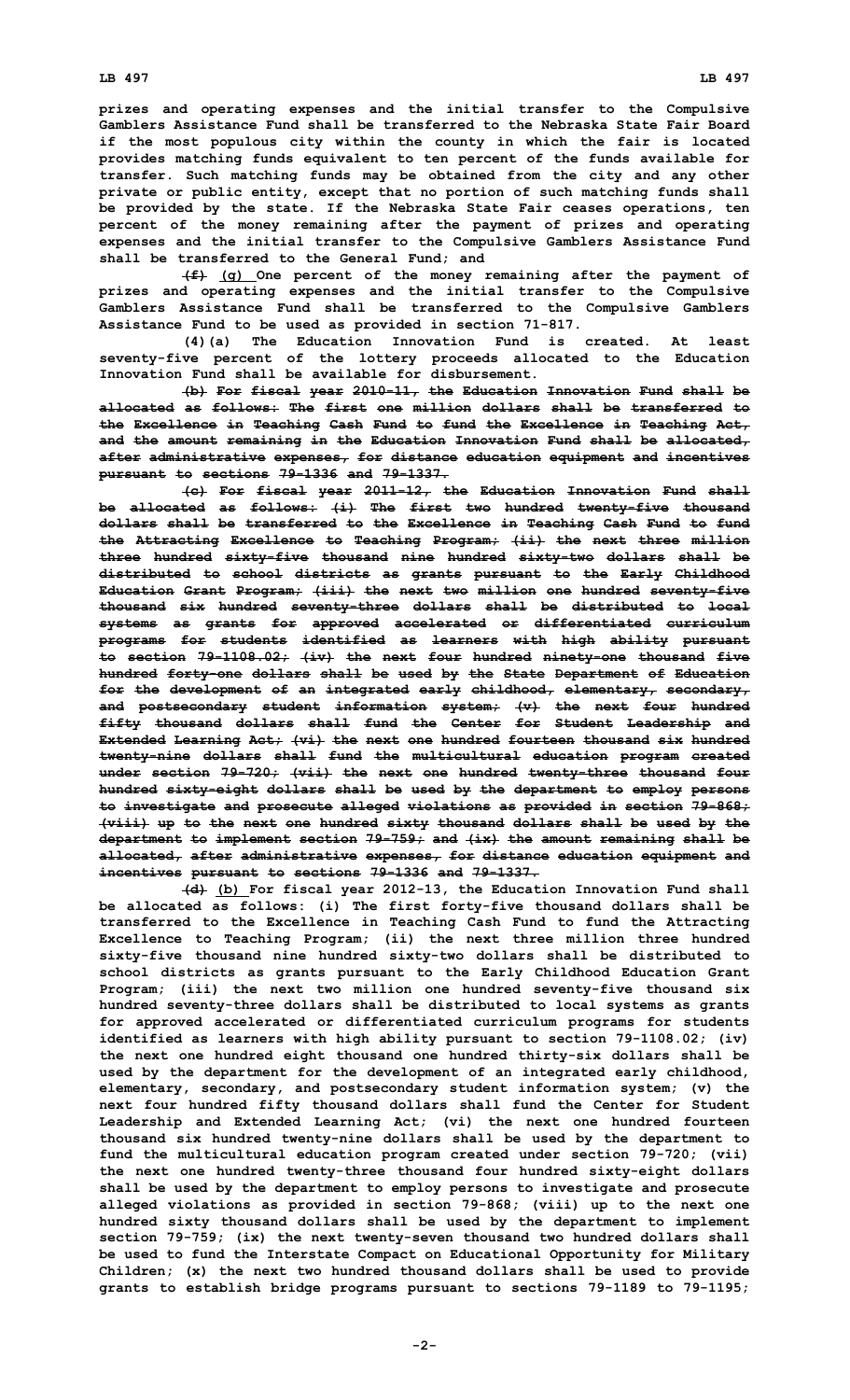prizes and operating expenses and the initial transfer to the Compulsive Gamblers Assistance Fund shall be transferred to the Nebraska State Fair Board if the most populous city within the county in which the fair is located provides matching funds equivalent to ten percent of the funds available for transfer. Such matching funds may be obtained from the city and any other private or public entity, except that no portion of such matching funds shall be provided by the state. If the Nebraska State Fair ceases operations, ten percent of the money remaining after the payment of prizes and operating expenses and the initial transfer to the Compulsive Gamblers Assistance Fund shall be transferred to the General Fund; and

~~(f)~~ (g) One percent of the money remaining after the payment of prizes and operating expenses and the initial transfer to the Compulsive Gamblers Assistance Fund shall be transferred to the Compulsive Gamblers Assistance Fund to be used as provided in section 71-817.

(4)(a) The Education Innovation Fund is created. At least seventy-five percent of the lottery proceeds allocated to the Education Innovation Fund shall be available for disbursement.

~~(b) For fiscal year 2010-11, the Education Innovation Fund shall be allocated as follows: The first one million dollars shall be transferred to the Excellence in Teaching Cash Fund to fund the Excellence in Teaching Act, and the amount remaining in the Education Innovation Fund shall be allocated, after administrative expenses, for distance education equipment and incentives pursuant to sections 79-1336 and 79-1337.~~

~~(c) For fiscal year 2011-12, the Education Innovation Fund shall be allocated as follows: (i) The first two hundred twenty-five thousand dollars shall be transferred to the Excellence in Teaching Cash Fund to fund the Attracting Excellence to Teaching Program; (ii) the next three million three hundred sixty-five thousand nine hundred sixty-two dollars shall be distributed to school districts as grants pursuant to the Early Childhood Education Grant Program; (iii) the next two million one hundred seventy-five thousand six hundred seventy-three dollars shall be distributed to local systems as grants for approved accelerated or differentiated curriculum programs for students identified as learners with high ability pursuant to section 79-1108.02; (iv) the next four hundred ninety-one thousand five hundred forty-one dollars shall be used by the State Department of Education for the development of an integrated early childhood, elementary, secondary, and postsecondary student information system; (v) the next four hundred fifty thousand dollars shall fund the Center for Student Leadership and Extended Learning Act; (vi) the next one hundred fourteen thousand six hundred twenty-nine dollars shall fund the multicultural education program created under section 79-720; (vii) the next one hundred twenty-three thousand four hundred sixty-eight dollars shall be used by the department to employ persons to investigate and prosecute alleged violations as provided in section 79-868; (viii) up to the next one hundred sixty thousand dollars shall be used by the department to implement section 79-759; and (ix) the amount remaining shall be allocated, after administrative expenses, for distance education equipment and incentives pursuant to sections 79-1336 and 79-1337.~~

~~(d)~~ (b) For fiscal year 2012-13, the Education Innovation Fund shall be allocated as follows: (i) The first forty-five thousand dollars shall be transferred to the Excellence in Teaching Cash Fund to fund the Attracting Excellence to Teaching Program; (ii) the next three million three hundred sixty-five thousand nine hundred sixty-two dollars shall be distributed to school districts as grants pursuant to the Early Childhood Education Grant Program; (iii) the next two million one hundred seventy-five thousand six hundred seventy-three dollars shall be distributed to local systems as grants for approved accelerated or differentiated curriculum programs for students identified as learners with high ability pursuant to section 79-1108.02; (iv) the next one hundred eight thousand one hundred thirty-six dollars shall be used by the department for the development of an integrated early childhood, elementary, secondary, and postsecondary student information system; (v) the next four hundred fifty thousand dollars shall fund the Center for Student Leadership and Extended Learning Act; (vi) the next one hundred fourteen thousand six hundred twenty-nine dollars shall be used by the department to fund the multicultural education program created under section 79-720; (vii) the next one hundred twenty-three thousand four hundred sixty-eight dollars shall be used by the department to employ persons to investigate and prosecute alleged violations as provided in section 79-868; (viii) up to the next one hundred sixty thousand dollars shall be used by the department to implement section 79-759; (ix) the next twenty-seven thousand two hundred dollars shall be used to fund the Interstate Compact on Educational Opportunity for Military Children; (x) the next two hundred thousand dollars shall be used to provide grants to establish bridge programs pursuant to sections 79-1189 to 79-1195;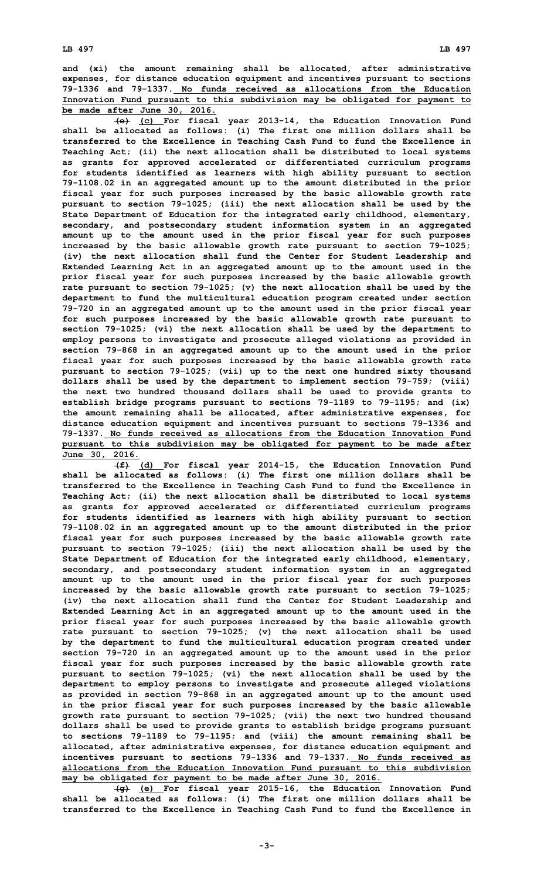**and (xi) the amount remaining shall be allocated, after administrative expenses, for distance education equipment and incentives pursuant to sections 79-1336 and 79-1337.** <u>**No funds received as allocations from the Education Innovation Fund pursuant to this subdivision may be obligated for payment to be made after June 30, 2016.**</u>

~~**(e)**~~ <u>**(c)**</u> **For fiscal year 2013-14, the Education Innovation Fund shall be allocated as follows: (i) The first one million dollars shall be transferred to the Excellence in Teaching Cash Fund to fund the Excellence in Teaching Act; (ii) the next allocation shall be distributed to local systems as grants for approved accelerated or differentiated curriculum programs for students identified as learners with high ability pursuant to section 79-1108.02 in an aggregated amount up to the amount distributed in the prior fiscal year for such purposes increased by the basic allowable growth rate pursuant to section 79-1025; (iii) the next allocation shall be used by the State Department of Education for the integrated early childhood, elementary, secondary, and postsecondary student information system in an aggregated amount up to the amount used in the prior fiscal year for such purposes increased by the basic allowable growth rate pursuant to section 79-1025; (iv) the next allocation shall fund the Center for Student Leadership and Extended Learning Act in an aggregated amount up to the amount used in the prior fiscal year for such purposes increased by the basic allowable growth rate pursuant to section 79-1025; (v) the next allocation shall be used by the department to fund the multicultural education program created under section 79-720 in an aggregated amount up to the amount used in the prior fiscal year for such purposes increased by the basic allowable growth rate pursuant to section 79-1025; (vi) the next allocation shall be used by the department to employ persons to investigate and prosecute alleged violations as provided in section 79-868 in an aggregated amount up to the amount used in the prior fiscal year for such purposes increased by the basic allowable growth rate pursuant to section 79-1025; (vii) up to the next one hundred sixty thousand dollars shall be used by the department to implement section 79-759; (viii) the next two hundred thousand dollars shall be used to provide grants to establish bridge programs pursuant to sections 79-1189 to 79-1195; and (ix) the amount remaining shall be allocated, after administrative expenses, for distance education equipment and incentives pursuant to sections 79-1336 and 79-1337.** <u>**No funds received as allocations from the Education Innovation Fund pursuant to this subdivision may be obligated for payment to be made after June 30, 2016.**</u>

~~**(f)**~~ <u>**(d)**</u> **For fiscal year 2014-15, the Education Innovation Fund shall be allocated as follows: (i) The first one million dollars shall be transferred to the Excellence in Teaching Cash Fund to fund the Excellence in Teaching Act; (ii) the next allocation shall be distributed to local systems as grants for approved accelerated or differentiated curriculum programs for students identified as learners with high ability pursuant to section 79-1108.02 in an aggregated amount up to the amount distributed in the prior fiscal year for such purposes increased by the basic allowable growth rate pursuant to section 79-1025; (iii) the next allocation shall be used by the State Department of Education for the integrated early childhood, elementary, secondary, and postsecondary student information system in an aggregated amount up to the amount used in the prior fiscal year for such purposes increased by the basic allowable growth rate pursuant to section 79-1025; (iv) the next allocation shall fund the Center for Student Leadership and Extended Learning Act in an aggregated amount up to the amount used in the prior fiscal year for such purposes increased by the basic allowable growth rate pursuant to section 79-1025; (v) the next allocation shall be used by the department to fund the multicultural education program created under section 79-720 in an aggregated amount up to the amount used in the prior fiscal year for such purposes increased by the basic allowable growth rate pursuant to section 79-1025; (vi) the next allocation shall be used by the department to employ persons to investigate and prosecute alleged violations as provided in section 79-868 in an aggregated amount up to the amount used in the prior fiscal year for such purposes increased by the basic allowable growth rate pursuant to section 79-1025; (vii) the next two hundred thousand dollars shall be used to provide grants to establish bridge programs pursuant to sections 79-1189 to 79-1195; and (viii) the amount remaining shall be allocated, after administrative expenses, for distance education equipment and incentives pursuant to sections 79-1336 and 79-1337.** <u>**No funds received as allocations from the Education Innovation Fund pursuant to this subdivision may be obligated for payment to be made after June 30, 2016.**</u>

~~**(g)**~~ <u>**(e)**</u> **For fiscal year 2015-16, the Education Innovation Fund shall be allocated as follows: (i) The first one million dollars shall be transferred to the Excellence in Teaching Cash Fund to fund the Excellence in**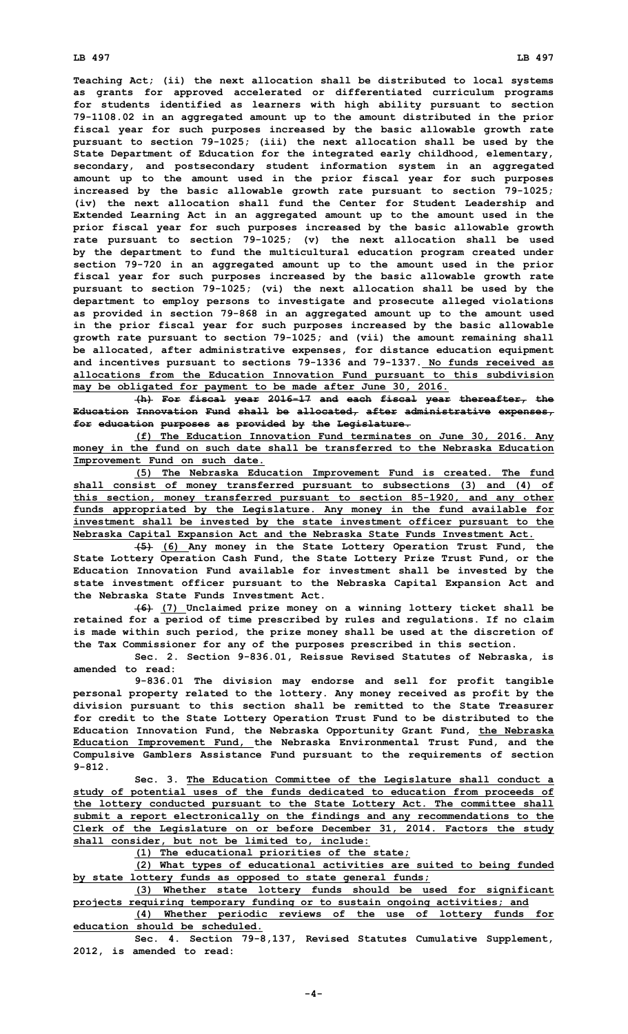Teaching Act; (ii) the next allocation shall be distributed to local systems as grants for approved accelerated or differentiated curriculum programs for students identified as learners with high ability pursuant to section 79-1108.02 in an aggregated amount up to the amount distributed in the prior fiscal year for such purposes increased by the basic allowable growth rate pursuant to section 79-1025; (iii) the next allocation shall be used by the State Department of Education for the integrated early childhood, elementary, secondary, and postsecondary student information system in an aggregated amount up to the amount used in the prior fiscal year for such purposes increased by the basic allowable growth rate pursuant to section 79-1025; (iv) the next allocation shall fund the Center for Student Leadership and Extended Learning Act in an aggregated amount up to the amount used in the prior fiscal year for such purposes increased by the basic allowable growth rate pursuant to section 79-1025; (v) the next allocation shall be used by the department to fund the multicultural education program created under section 79-720 in an aggregated amount up to the amount used in the prior fiscal year for such purposes increased by the basic allowable growth rate pursuant to section 79-1025; (vi) the next allocation shall be used by the department to employ persons to investigate and prosecute alleged violations as provided in section 79-868 in an aggregated amount up to the amount used in the prior fiscal year for such purposes increased by the basic allowable growth rate pursuant to section 79-1025; and (vii) the amount remaining shall be allocated, after administrative expenses, for distance education equipment and incentives pursuant to sections 79-1336 and 79-1337. No funds received as allocations from the Education Innovation Fund pursuant to this subdivision may be obligated for payment to be made after June 30, 2016.

~~(h) For fiscal year 2016-17 and each fiscal year thereafter, the Education Innovation Fund shall be allocated, after administrative expenses, for education purposes as provided by the Legislature.~~

(f) The Education Innovation Fund terminates on June 30, 2016. Any money in the fund on such date shall be transferred to the Nebraska Education Improvement Fund on such date.

(5) The Nebraska Education Improvement Fund is created. The fund shall consist of money transferred pursuant to subsections (3) and (4) of this section, money transferred pursuant to section 85-1920, and any other funds appropriated by the Legislature. Any money in the fund available for investment shall be invested by the state investment officer pursuant to the Nebraska Capital Expansion Act and the Nebraska State Funds Investment Act.

~~(5)~~ (6) Any money in the State Lottery Operation Trust Fund, the State Lottery Operation Cash Fund, the State Lottery Prize Trust Fund, or the Education Innovation Fund available for investment shall be invested by the state investment officer pursuant to the Nebraska Capital Expansion Act and the Nebraska State Funds Investment Act.

~~(6)~~ (7) Unclaimed prize money on a winning lottery ticket shall be retained for a period of time prescribed by rules and regulations. If no claim is made within such period, the prize money shall be used at the discretion of the Tax Commissioner for any of the purposes prescribed in this section.

Sec. 2. Section 9-836.01, Reissue Revised Statutes of Nebraska, is amended to read:

9-836.01 The division may endorse and sell for profit tangible personal property related to the lottery. Any money received as profit by the division pursuant to this section shall be remitted to the State Treasurer for credit to the State Lottery Operation Trust Fund to be distributed to the Education Innovation Fund, the Nebraska Opportunity Grant Fund, the Nebraska Education Improvement Fund, the Nebraska Environmental Trust Fund, and the Compulsive Gamblers Assistance Fund pursuant to the requirements of section 9-812.

Sec. 3. The Education Committee of the Legislature shall conduct a study of potential uses of the funds dedicated to education from proceeds of the lottery conducted pursuant to the State Lottery Act. The committee shall submit a report electronically on the findings and any recommendations to the Clerk of the Legislature on or before December 31, 2014. Factors the study shall consider, but not be limited to, include:

(1) The educational priorities of the state;

(2) What types of educational activities are suited to being funded by state lottery funds as opposed to state general funds;

(3) Whether state lottery funds should be used for significant projects requiring temporary funding or to sustain ongoing activities; and

(4) Whether periodic reviews of the use of lottery funds for education should be scheduled.

Sec. 4. Section 79-8,137, Revised Statutes Cumulative Supplement, 2012, is amended to read: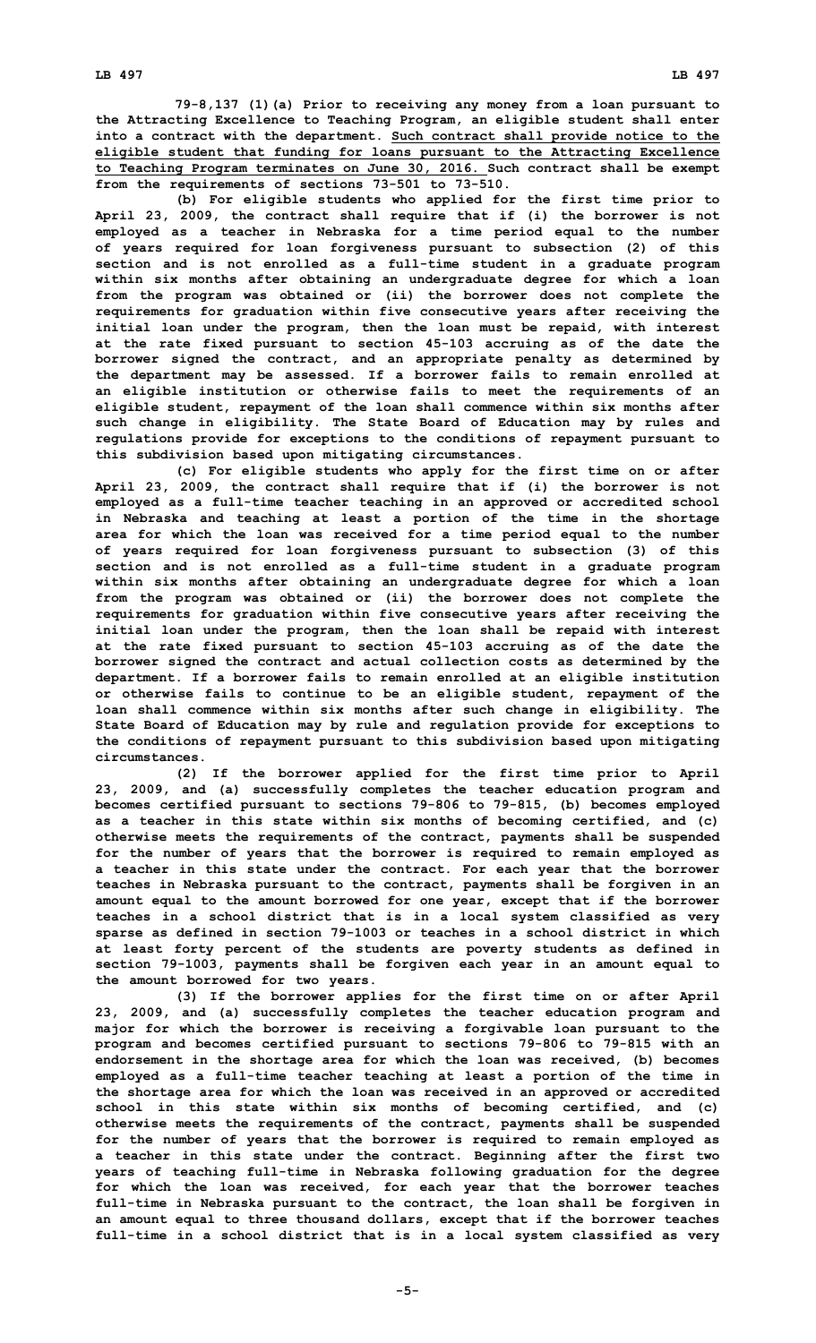79-8,137 (1)(a) Prior to receiving any money from a loan pursuant to the Attracting Excellence to Teaching Program, an eligible student shall enter into a contract with the department. Such contract shall provide notice to the eligible student that funding for loans pursuant to the Attracting Excellence to Teaching Program terminates on June 30, 2016. Such contract shall be exempt from the requirements of sections 73-501 to 73-510.

(b) For eligible students who applied for the first time prior to April 23, 2009, the contract shall require that if (i) the borrower is not employed as a teacher in Nebraska for a time period equal to the number of years required for loan forgiveness pursuant to subsection (2) of this section and is not enrolled as a full-time student in a graduate program within six months after obtaining an undergraduate degree for which a loan from the program was obtained or (ii) the borrower does not complete the requirements for graduation within five consecutive years after receiving the initial loan under the program, then the loan must be repaid, with interest at the rate fixed pursuant to section 45-103 accruing as of the date the borrower signed the contract, and an appropriate penalty as determined by the department may be assessed. If a borrower fails to remain enrolled at an eligible institution or otherwise fails to meet the requirements of an eligible student, repayment of the loan shall commence within six months after such change in eligibility. The State Board of Education may by rules and regulations provide for exceptions to the conditions of repayment pursuant to this subdivision based upon mitigating circumstances.

(c) For eligible students who apply for the first time on or after April 23, 2009, the contract shall require that if (i) the borrower is not employed as a full-time teacher teaching in an approved or accredited school in Nebraska and teaching at least a portion of the time in the shortage area for which the loan was received for a time period equal to the number of years required for loan forgiveness pursuant to subsection (3) of this section and is not enrolled as a full-time student in a graduate program within six months after obtaining an undergraduate degree for which a loan from the program was obtained or (ii) the borrower does not complete the requirements for graduation within five consecutive years after receiving the initial loan under the program, then the loan shall be repaid with interest at the rate fixed pursuant to section 45-103 accruing as of the date the borrower signed the contract and actual collection costs as determined by the department. If a borrower fails to remain enrolled at an eligible institution or otherwise fails to continue to be an eligible student, repayment of the loan shall commence within six months after such change in eligibility. The State Board of Education may by rule and regulation provide for exceptions to the conditions of repayment pursuant to this subdivision based upon mitigating circumstances.

(2) If the borrower applied for the first time prior to April 23, 2009, and (a) successfully completes the teacher education program and becomes certified pursuant to sections 79-806 to 79-815, (b) becomes employed as a teacher in this state within six months of becoming certified, and (c) otherwise meets the requirements of the contract, payments shall be suspended for the number of years that the borrower is required to remain employed as a teacher in this state under the contract. For each year that the borrower teaches in Nebraska pursuant to the contract, payments shall be forgiven in an amount equal to the amount borrowed for one year, except that if the borrower teaches in a school district that is in a local system classified as very sparse as defined in section 79-1003 or teaches in a school district in which at least forty percent of the students are poverty students as defined in section 79-1003, payments shall be forgiven each year in an amount equal to the amount borrowed for two years.

(3) If the borrower applies for the first time on or after April 23, 2009, and (a) successfully completes the teacher education program and major for which the borrower is receiving a forgivable loan pursuant to the program and becomes certified pursuant to sections 79-806 to 79-815 with an endorsement in the shortage area for which the loan was received, (b) becomes employed as a full-time teacher teaching at least a portion of the time in the shortage area for which the loan was received in an approved or accredited school in this state within six months of becoming certified, and (c) otherwise meets the requirements of the contract, payments shall be suspended for the number of years that the borrower is required to remain employed as a teacher in this state under the contract. Beginning after the first two years of teaching full-time in Nebraska following graduation for the degree for which the loan was received, for each year that the borrower teaches full-time in Nebraska pursuant to the contract, the loan shall be forgiven in an amount equal to three thousand dollars, except that if the borrower teaches full-time in a school district that is in a local system classified as very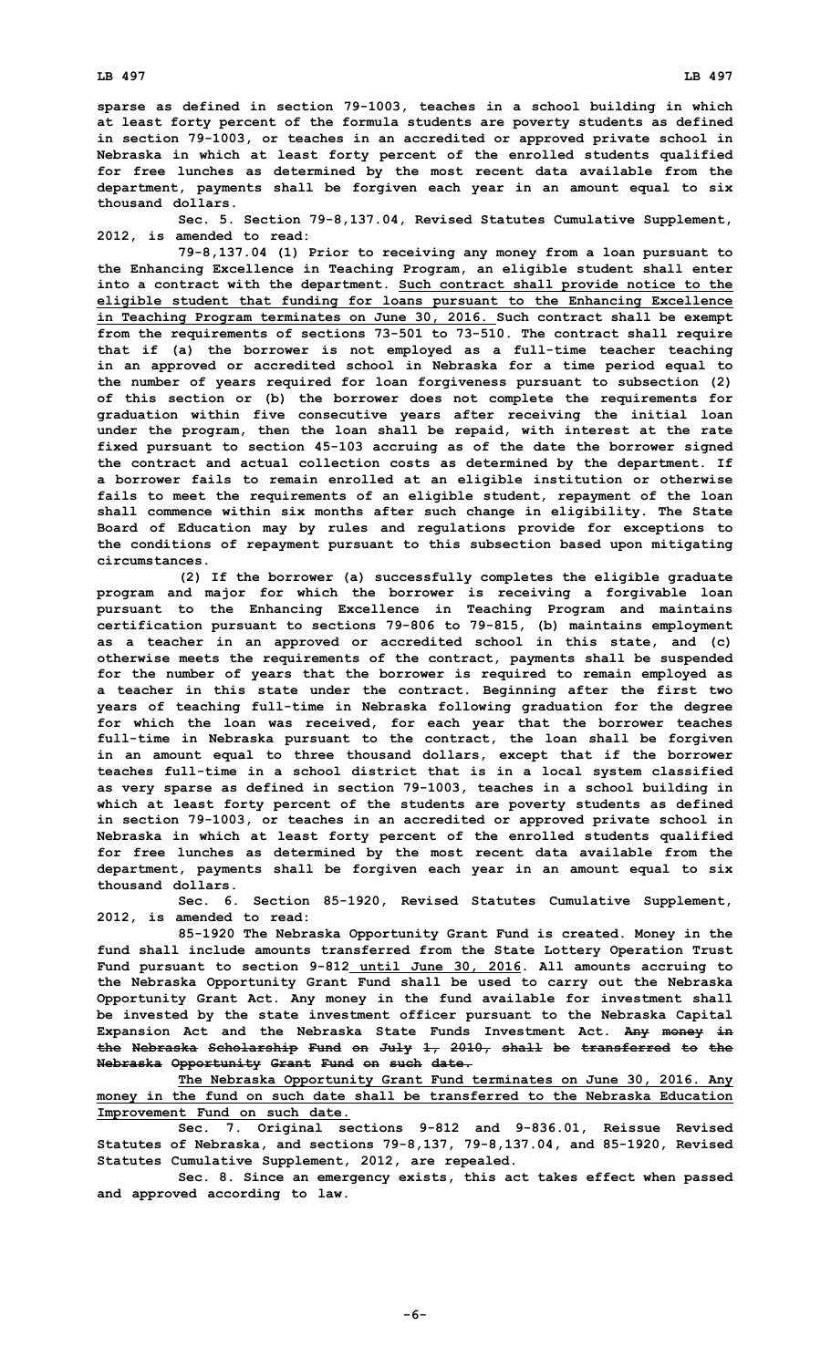**sparse as defined in section 79-1003, teaches in a school building in which at least forty percent of the formula students are poverty students as defined in section 79-1003, or teaches in an accredited or approved private school in Nebraska in which at least forty percent of the enrolled students qualified for free lunches as determined by the most recent data available from the department, payments shall be forgiven each year in an amount equal to six thousand dollars.**

**Sec. 5. Section 79-8,137.04, Revised Statutes Cumulative Supplement, 2012, is amended to read:**

**79-8,137.04 (1) Prior to receiving any money from a loan pursuant to the Enhancing Excellence in Teaching Program, an eligible student shall enter into a contract with the department. Such contract shall provide notice to the eligible student that funding for loans pursuant to the Enhancing Excellence in Teaching Program terminates on June 30, 2016. Such contract shall be exempt from the requirements of sections 73-501 to 73-510. The contract shall require that if (a) the borrower is not employed as a full-time teacher teaching in an approved or accredited school in Nebraska for a time period equal to the number of years required for loan forgiveness pursuant to subsection (2) of this section or (b) the borrower does not complete the requirements for graduation within five consecutive years after receiving the initial loan under the program, then the loan shall be repaid, with interest at the rate fixed pursuant to section 45-103 accruing as of the date the borrower signed the contract and actual collection costs as determined by the department. If a borrower fails to remain enrolled at an eligible institution or otherwise fails to meet the requirements of an eligible student, repayment of the loan shall commence within six months after such change in eligibility. The State Board of Education may by rules and regulations provide for exceptions to the conditions of repayment pursuant to this subsection based upon mitigating circumstances.**

**(2) If the borrower (a) successfully completes the eligible graduate program and major for which the borrower is receiving a forgivable loan pursuant to the Enhancing Excellence in Teaching Program and maintains certification pursuant to sections 79-806 to 79-815, (b) maintains employment as a teacher in an approved or accredited school in this state, and (c) otherwise meets the requirements of the contract, payments shall be suspended for the number of years that the borrower is required to remain employed as a teacher in this state under the contract. Beginning after the first two years of teaching full-time in Nebraska following graduation for the degree for which the loan was received, for each year that the borrower teaches full-time in Nebraska pursuant to the contract, the loan shall be forgiven in an amount equal to three thousand dollars, except that if the borrower teaches full-time in a school district that is in a local system classified as very sparse as defined in section 79-1003, teaches in a school building in which at least forty percent of the students are poverty students as defined in section 79-1003, or teaches in an accredited or approved private school in Nebraska in which at least forty percent of the enrolled students qualified for free lunches as determined by the most recent data available from the department, payments shall be forgiven each year in an amount equal to six thousand dollars.**

**Sec. 6. Section 85-1920, Revised Statutes Cumulative Supplement, 2012, is amended to read:**

**85-1920 The Nebraska Opportunity Grant Fund is created. Money in the fund shall include amounts transferred from the State Lottery Operation Trust Fund pursuant to section 9-812 until June 30, 2016. All amounts accruing to the Nebraska Opportunity Grant Fund shall be used to carry out the Nebraska Opportunity Grant Act. Any money in the fund available for investment shall be invested by the state investment officer pursuant to the Nebraska Capital Expansion Act and the Nebraska State Funds Investment Act. ~~Any money in the Nebraska Scholarship Fund on July 1, 2010, shall be transferred to the Nebraska Opportunity Grant Fund on such date.~~**

**The Nebraska Opportunity Grant Fund terminates on June 30, 2016. Any money in the fund on such date shall be transferred to the Nebraska Education Improvement Fund on such date.**

**Sec. 7. Original sections 9-812 and 9-836.01, Reissue Revised Statutes of Nebraska, and sections 79-8,137, 79-8,137.04, and 85-1920, Revised Statutes Cumulative Supplement, 2012, are repealed.**

**Sec. 8. Since an emergency exists, this act takes effect when passed and approved according to law.**